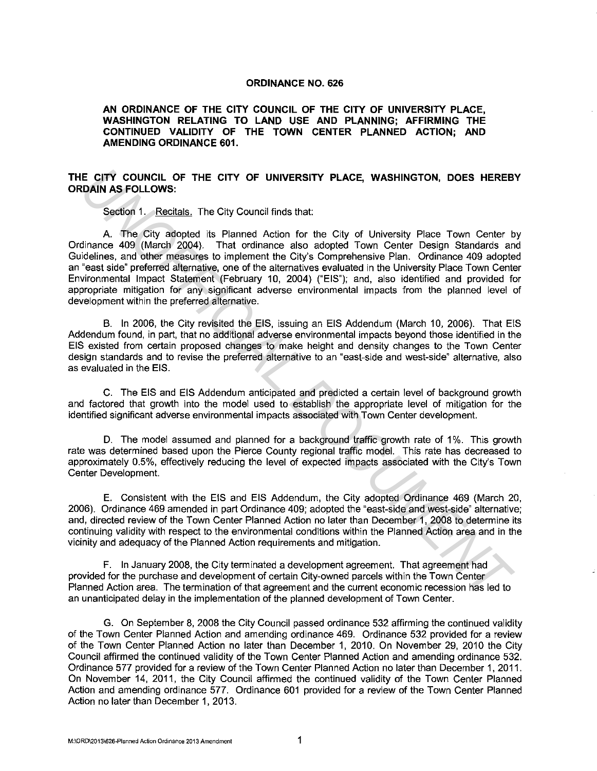**ORDINANCE NO. 626**

**AN ORDINANCE OF THE CITY COUNCIL OF THE CITY OF UNIVERSITY PLACE, WASHINGTON RELATING TO LAND USE AND PLANNING; AFFIRMING THE CONTINUED VALIDITY OF THE TOWN CENTER PLANNED ACTION; AND AMENDING ORDINANCE 601.**

**THE CITY COUNCIL OF THE CITY OF UNIVERSITY PLACE, WASHINGTON, DOES HEREBY ORDAIN AS FOLLOWS:**

Section 1. Recitals. The City Council finds that:

A. The City adopted its Planned Action for the City of University Place Town Center by Ordinance 409 (March 2004). That ordinance also adopted Town Center Design Standards and Guidelines, and other measures to implement the City's Comprehensive Plan. Ordinance 409 adopted an "east side" preferred alternative, one of the alternatives evaluated in the University Place Town Center Environmental Impact Statement (February 10, 2004) ("EIS"); and, also identified and provided for appropriate mitigation for any significant adverse environmental impacts from the planned level of development within the preferred alternative.

B. In 2006, the City revisited the EIS, issuing an EIS Addendum (March 10, 2006). That EIS Addendum found, in part, that no additional adverse environmental impacts beyond those identified in the EIS existed from certain proposed changes to make height and density changes to the Town Center design standards and to revise the preferred alternative to an "east-side and west-side" alternative, also as evaluated in the EIS.

C. The EIS and EIS Addendum anticipated and predicted a certain level of background growth and factored that growth into the model used to establish the appropriate level of mitigation for the identified significant adverse environmental impacts associated with Town Center development.

D. The model assumed and planned for a background traffic growth rate of 1%. This growth rate was determined based upon the Pierce County regional traffic model. This rate has decreased to approximately 0.5%, effectively reducing the level of expected impacts associated with the City's Town Center Development.

E. Consistent with the EIS and EIS Addendum, the City adopted Ordinance 469 (March 20, 2006). Ordinance 469 amended in part Ordinance 409; adopted the "east-side and west-side" alternative; and, directed review of the Town Center Planned Action no later than December 1, 2008 to determine its continuing validity with respect to the environmental conditions within the Planned Action area and in the vicinity and adequacy of the Planned Action requirements and mitigation.

F. In January 2008, the City terminated a development agreement. That agreement had provided for the purchase and development of certain City-owned parcels within the Town Center Planned Action area. The termination of that agreement and the current economic recession has led to an unanticipated delay in the implementation of the planned development of Town Center.

G. On September 8, 2008 the City Council passed ordinance 532 affirming the continued validity of the Town Center Planned Action and amending ordinance 469. Ordinance 532 provided for a review of the Town Center Planned Action no later than December 1, 2010. On November 29, 2010 the City Council affirmed the continued validity of the Town Center Planned Action and amending ordinance 532. Ordinance 577 provided for a review of the Town Center Planned Action no later than December 1, 2011. On November 14, 2011, the City Council affirmed the continued validity of the Town Center Planned Action and amending ordinance 577. Ordinance 601 provided for a review of the Town Center Planned Action no later than December 1, 2013.

M:\ORD\2013\626-Planned Action Ordinance 2013 Amendment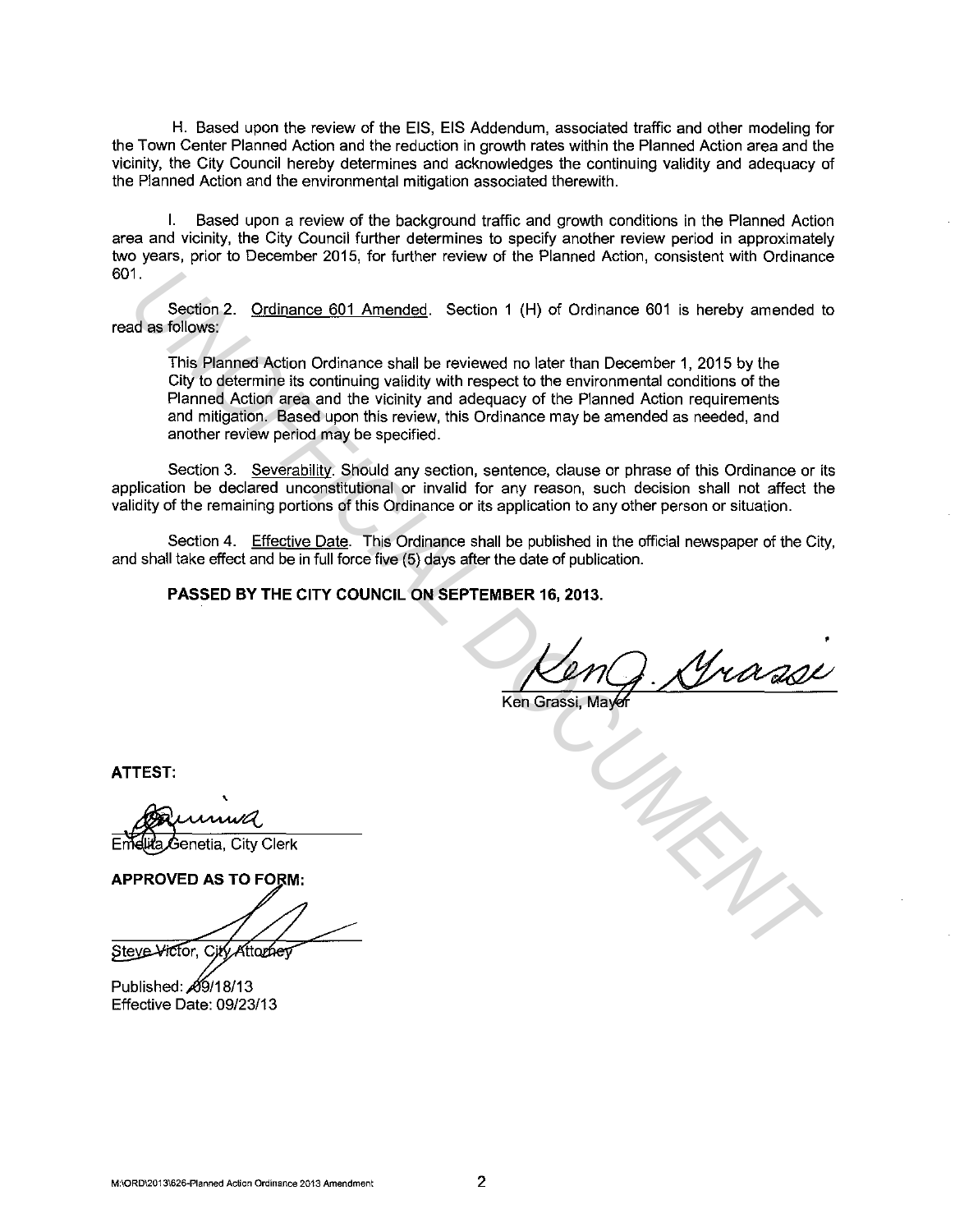H. Based upon the review of the EIS, EIS Addendum, associated traffic and other modeling for the Town Center Planned Action and the reduction in growth rates within the Planned Action area and the vicinity, the City Council hereby determines and acknowledges the continuing validity and adequacy of the Planned Action and the environmental mitigation associated therewith.

I. Based upon a review of the background traffic and growth conditions in the Planned Action area and vicinity, the City Council further determines to specify another review period in approximately two years, prior to December 2015, for further review of the Planned Action, consistent with Ordinance 601.

Section 2. Ordinance 601 Amended. Section 1 (H) of Ordinance 601 is hereby amended to read as follows:

> This Planned Action Ordinance shall be reviewed no later than December 1, 2015 by the City to determine its continuing validity with respect to the environmental conditions of the Planned Action area and the vicinity and adequacy of the Planned Action requirements and mitigation. Based upon this review, this Ordinance may be amended as needed, and another review period may be specified.

Section 3. Severability. Should any section, sentence, clause or phrase of this Ordinance or its application be declared unconstitutional or invalid for any reason, such decision shall not affect the validity of the remaining portions of this Ordinance or its application to any other person or situation.

Section 4. Effective Date. This Ordinance shall be published in the official newspaper of the City, and shall take effect and be in full force five (5) days after the date of publication.

**PASSED BY THE CITY COUNCIL ON SEPTEMBER 16, 2013.**

Ken Grassi, Mayor

**ATTEST:**

Emelita Genetia, City Clerk

**APPROVED AS TO FORM:**

Steve Victor, City Attorney

Published: 09/18/13
Effective Date: 09/23/13

UNOFFICIAL DOCUMENT

M:\ORD\2013\626-Planned Action Ordinance 2013 Amendment